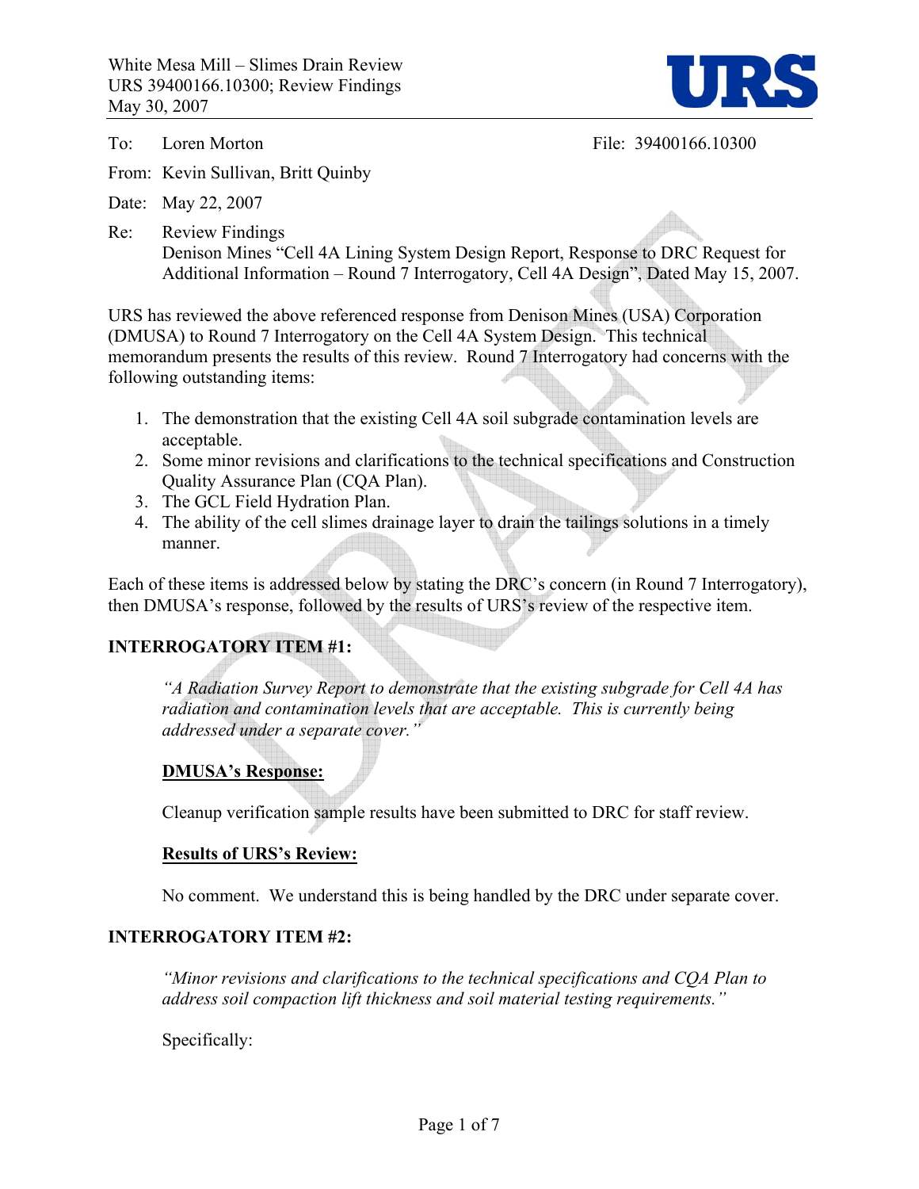To: Loren Morton File: 39400166.10300

From: Kevin Sullivan, Britt Quinby

Date: May 22, 2007

Re: Review Findings
Denison Mines "Cell 4A Lining System Design Report, Response to DRC Request for Additional Information – Round 7 Interrogatory, Cell 4A Design", Dated May 15, 2007.

URS has reviewed the above referenced response from Denison Mines (USA) Corporation (DMUSA) to Round 7 Interrogatory on the Cell 4A System Design. This technical memorandum presents the results of this review. Round 7 Interrogatory had concerns with the following outstanding items:

1. The demonstration that the existing Cell 4A soil subgrade contamination levels are acceptable.
2. Some minor revisions and clarifications to the technical specifications and Construction Quality Assurance Plan (CQA Plan).
3. The GCL Field Hydration Plan.
4. The ability of the cell slimes drainage layer to drain the tailings solutions in a timely manner.

Each of these items is addressed below by stating the DRC's concern (in Round 7 Interrogatory), then DMUSA's response, followed by the results of URS's review of the respective item.

## INTERROGATORY ITEM #1:

*"A Radiation Survey Report to demonstrate that the existing subgrade for Cell 4A has radiation and contamination levels that are acceptable. This is currently being addressed under a separate cover."*

**DMUSA's Response:**

Cleanup verification sample results have been submitted to DRC for staff review.

**Results of URS's Review:**

No comment. We understand this is being handled by the DRC under separate cover.

## INTERROGATORY ITEM #2:

*"Minor revisions and clarifications to the technical specifications and CQA Plan to address soil compaction lift thickness and soil material testing requirements."*

Specifically: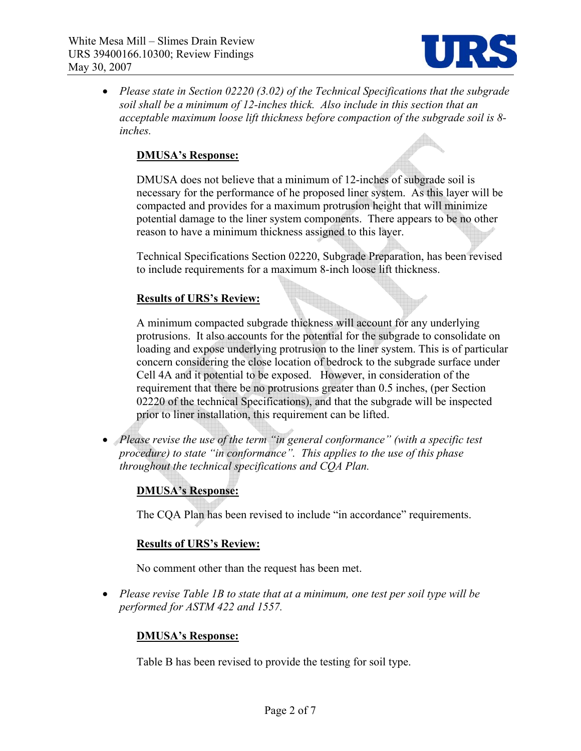- *Please state in Section 02220 (3.02) of the Technical Specifications that the subgrade soil shall be a minimum of 12-inches thick. Also include in this section that an acceptable maximum loose lift thickness before compaction of the subgrade soil is 8-inches.*

  **DMUSA's Response:**

  DMUSA does not believe that a minimum of 12-inches of subgrade soil is necessary for the performance of he proposed liner system. As this layer will be compacted and provides for a maximum protrusion height that will minimize potential damage to the liner system components. There appears to be no other reason to have a minimum thickness assigned to this layer.

  Technical Specifications Section 02220, Subgrade Preparation, has been revised to include requirements for a maximum 8-inch loose lift thickness.

  **Results of URS's Review:**

  A minimum compacted subgrade thickness will account for any underlying protrusions. It also accounts for the potential for the subgrade to consolidate on loading and expose underlying protrusion to the liner system. This is of particular concern considering the close location of bedrock to the subgrade surface under Cell 4A and it potential to be exposed. However, in consideration of the requirement that there be no protrusions greater than 0.5 inches, (per Section 02220 of the technical Specifications), and that the subgrade will be inspected prior to liner installation, this requirement can be lifted.

- *Please revise the use of the term "in general conformance" (with a specific test procedure) to state "in conformance". This applies to the use of this phase throughout the technical specifications and CQA Plan.*

  **DMUSA's Response:**

  The CQA Plan has been revised to include "in accordance" requirements.

  **Results of URS's Review:**

  No comment other than the request has been met.

- *Please revise Table 1B to state that at a minimum, one test per soil type will be performed for ASTM 422 and 1557.*

  **DMUSA's Response:**

  Table B has been revised to provide the testing for soil type.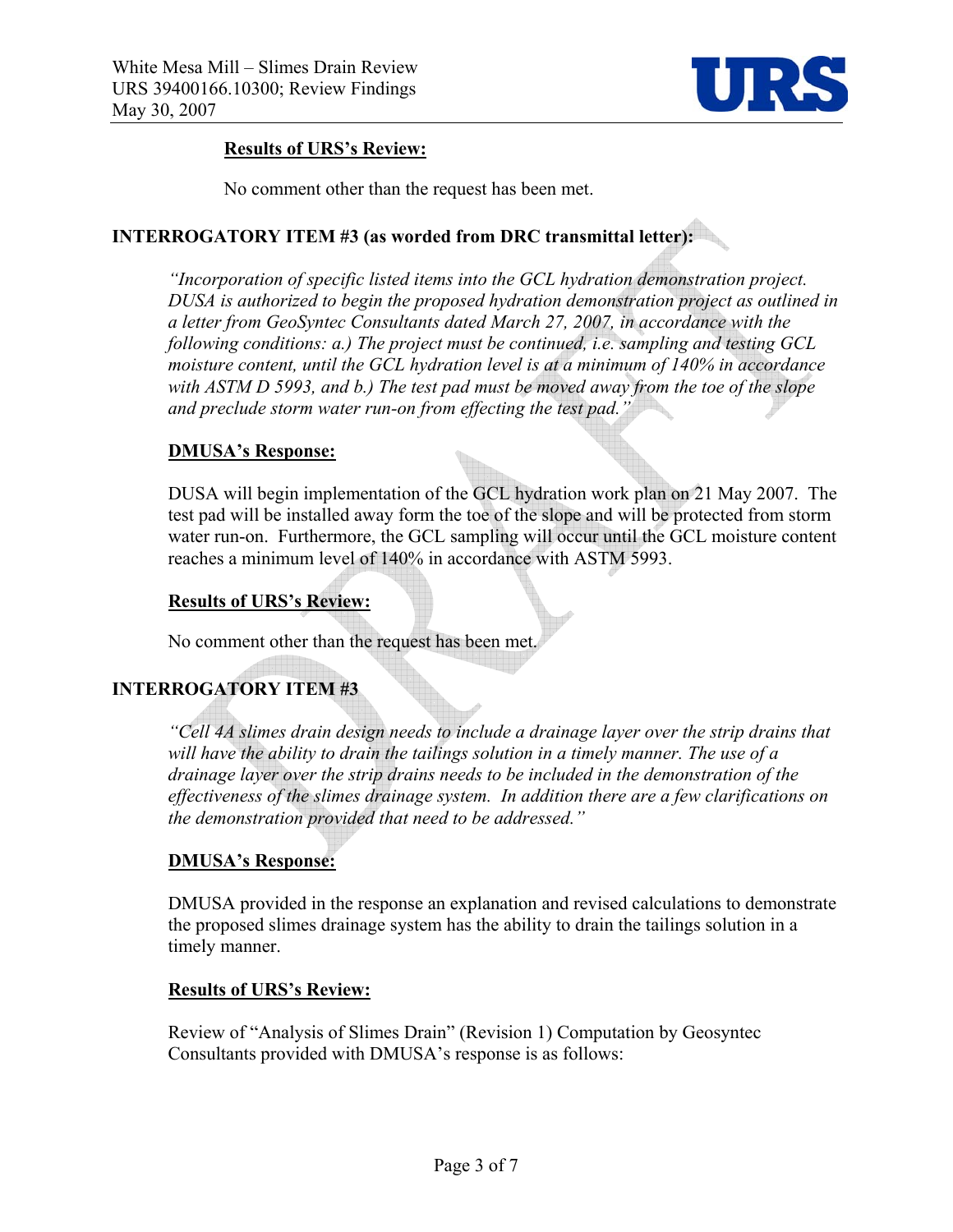**Results of URS's Review:**

No comment other than the request has been met.

**INTERROGATORY ITEM #3 (as worded from DRC transmittal letter):**

*"Incorporation of specific listed items into the GCL hydration demonstration project. DUSA is authorized to begin the proposed hydration demonstration project as outlined in a letter from GeoSyntec Consultants dated March 27, 2007, in accordance with the following conditions: a.) The project must be continued, i.e. sampling and testing GCL moisture content, until the GCL hydration level is at a minimum of 140% in accordance with ASTM D 5993, and b.) The test pad must be moved away from the toe of the slope and preclude storm water run-on from effecting the test pad."*

**DMUSA's Response:**

DUSA will begin implementation of the GCL hydration work plan on 21 May 2007. The test pad will be installed away form the toe of the slope and will be protected from storm water run-on. Furthermore, the GCL sampling will occur until the GCL moisture content reaches a minimum level of 140% in accordance with ASTM 5993.

**Results of URS's Review:**

No comment other than the request has been met.

**INTERROGATORY ITEM #3**

*"Cell 4A slimes drain design needs to include a drainage layer over the strip drains that will have the ability to drain the tailings solution in a timely manner. The use of a drainage layer over the strip drains needs to be included in the demonstration of the effectiveness of the slimes drainage system. In addition there are a few clarifications on the demonstration provided that need to be addressed."*

**DMUSA's Response:**

DMUSA provided in the response an explanation and revised calculations to demonstrate the proposed slimes drainage system has the ability to drain the tailings solution in a timely manner.

**Results of URS's Review:**

Review of "Analysis of Slimes Drain" (Revision 1) Computation by Geosyntec Consultants provided with DMUSA's response is as follows: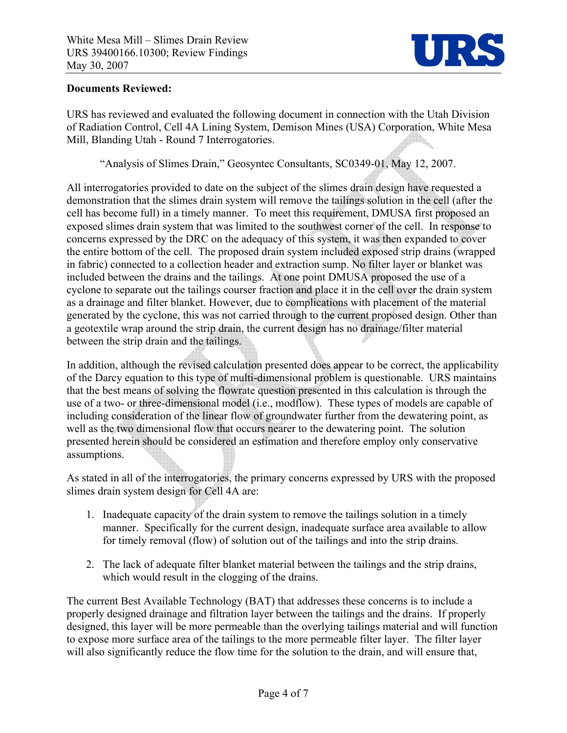**Documents Reviewed:**

URS has reviewed and evaluated the following document in connection with the Utah Division of Radiation Control, Cell 4A Lining System, Demison Mines (USA) Corporation, White Mesa Mill, Blanding Utah - Round 7 Interrogatories.

> "Analysis of Slimes Drain," Geosyntec Consultants, SC0349-01, May 12, 2007.

All interrogatories provided to date on the subject of the slimes drain design have requested a demonstration that the slimes drain system will remove the tailings solution in the cell (after the cell has become full) in a timely manner. To meet this requirement, DMUSA first proposed an exposed slimes drain system that was limited to the southwest corner of the cell. In response to concerns expressed by the DRC on the adequacy of this system, it was then expanded to cover the entire bottom of the cell. The proposed drain system included exposed strip drains (wrapped in fabric) connected to a collection header and extraction sump. No filter layer or blanket was included between the drains and the tailings. At one point DMUSA proposed the use of a cyclone to separate out the tailings courser fraction and place it in the cell over the drain system as a drainage and filter blanket. However, due to complications with placement of the material generated by the cyclone, this was not carried through to the current proposed design. Other than a geotextile wrap around the strip drain, the current design has no drainage/filter material between the strip drain and the tailings.

In addition, although the revised calculation presented does appear to be correct, the applicability of the Darcy equation to this type of multi-dimensional problem is questionable. URS maintains that the best means of solving the flowrate question presented in this calculation is through the use of a two- or three-dimensional model (i.e., modflow). These types of models are capable of including consideration of the linear flow of groundwater further from the dewatering point, as well as the two dimensional flow that occurs nearer to the dewatering point. The solution presented herein should be considered an estimation and therefore employ only conservative assumptions.

As stated in all of the interrogatories, the primary concerns expressed by URS with the proposed slimes drain system design for Cell 4A are:

1. Inadequate capacity of the drain system to remove the tailings solution in a timely manner. Specifically for the current design, inadequate surface area available to allow for timely removal (flow) of solution out of the tailings and into the strip drains.
2. The lack of adequate filter blanket material between the tailings and the strip drains, which would result in the clogging of the drains.

The current Best Available Technology (BAT) that addresses these concerns is to include a properly designed drainage and filtration layer between the tailings and the drains. If properly designed, this layer will be more permeable than the overlying tailings material and will function to expose more surface area of the tailings to the more permeable filter layer. The filter layer will also significantly reduce the flow time for the solution to the drain, and will ensure that,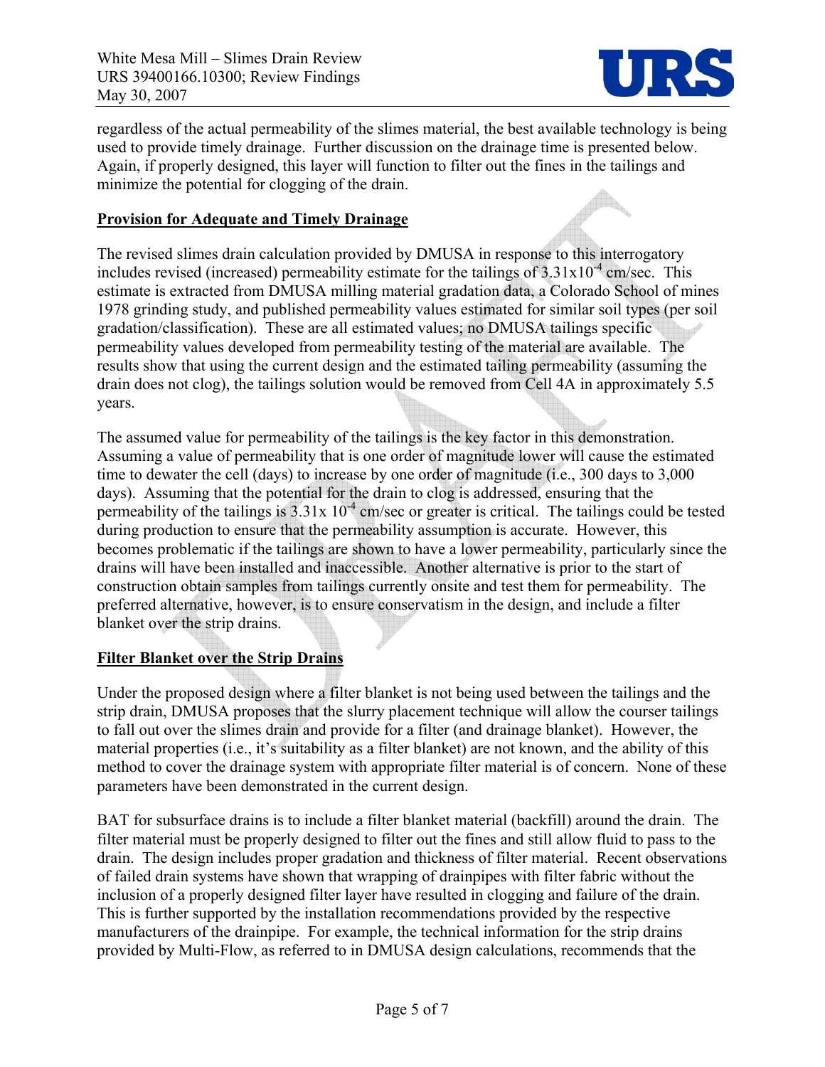regardless of the actual permeability of the slimes material, the best available technology is being used to provide timely drainage. Further discussion on the drainage time is presented below. Again, if properly designed, this layer will function to filter out the fines in the tailings and minimize the potential for clogging of the drain.

**Provision for Adequate and Timely Drainage**

The revised slimes drain calculation provided by DMUSA in response to this interrogatory includes revised (increased) permeability estimate for the tailings of $3.31 \times 10^{-4}$ cm/sec. This estimate is extracted from DMUSA milling material gradation data, a Colorado School of mines 1978 grinding study, and published permeability values estimated for similar soil types (per soil gradation/classification). These are all estimated values; no DMUSA tailings specific permeability values developed from permeability testing of the material are available. The results show that using the current design and the estimated tailing permeability (assuming the drain does not clog), the tailings solution would be removed from Cell 4A in approximately 5.5 years.

The assumed value for permeability of the tailings is the key factor in this demonstration. Assuming a value of permeability that is one order of magnitude lower will cause the estimated time to dewater the cell (days) to increase by one order of magnitude (i.e., 300 days to 3,000 days). Assuming that the potential for the drain to clog is addressed, ensuring that the permeability of the tailings is $3.31 \times 10^{-4}$ cm/sec or greater is critical. The tailings could be tested during production to ensure that the permeability assumption is accurate. However, this becomes problematic if the tailings are shown to have a lower permeability, particularly since the drains will have been installed and inaccessible. Another alternative is prior to the start of construction obtain samples from tailings currently onsite and test them for permeability. The preferred alternative, however, is to ensure conservatism in the design, and include a filter blanket over the strip drains.

**Filter Blanket over the Strip Drains**

Under the proposed design where a filter blanket is not being used between the tailings and the strip drain, DMUSA proposes that the slurry placement technique will allow the courser tailings to fall out over the slimes drain and provide for a filter (and drainage blanket). However, the material properties (i.e., it's suitability as a filter blanket) are not known, and the ability of this method to cover the drainage system with appropriate filter material is of concern. None of these parameters have been demonstrated in the current design.

BAT for subsurface drains is to include a filter blanket material (backfill) around the drain. The filter material must be properly designed to filter out the fines and still allow fluid to pass to the drain. The design includes proper gradation and thickness of filter material. Recent observations of failed drain systems have shown that wrapping of drainpipes with filter fabric without the inclusion of a properly designed filter layer have resulted in clogging and failure of the drain. This is further supported by the installation recommendations provided by the respective manufacturers of the drainpipe. For example, the technical information for the strip drains provided by Multi-Flow, as referred to in DMUSA design calculations, recommends that the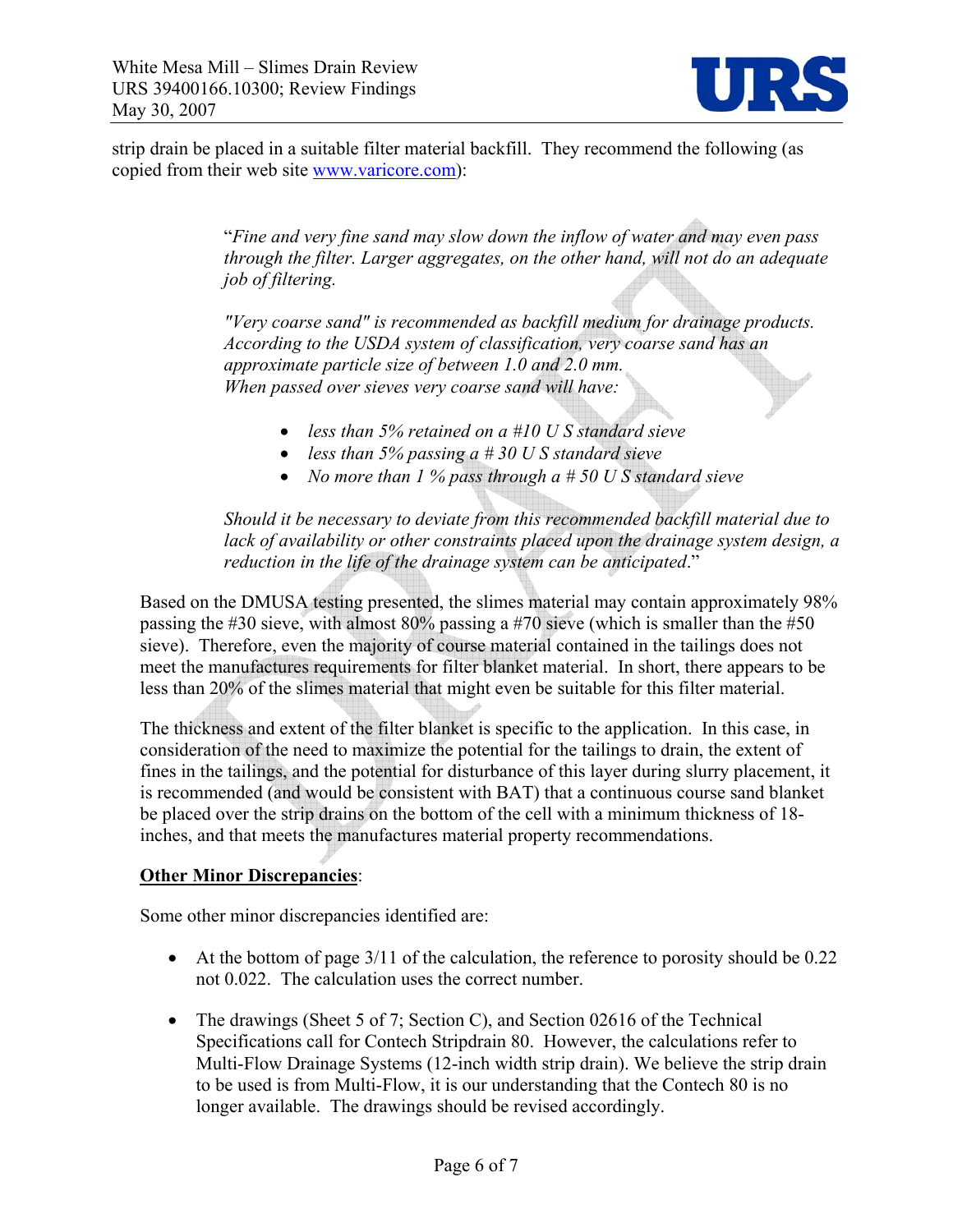strip drain be placed in a suitable filter material backfill. They recommend the following (as copied from their web site www.varicore.com):

> "*Fine and very fine sand may slow down the inflow of water and may even pass through the filter. Larger aggregates, on the other hand, will not do an adequate job of filtering.*
>
> *"Very coarse sand" is recommended as backfill medium for drainage products. According to the USDA system of classification, very coarse sand has an approximate particle size of between 1.0 and 2.0 mm. When passed over sieves very coarse sand will have:*
>
> - *less than 5% retained on a #10 U S standard sieve*
> - *less than 5% passing a # 30 U S standard sieve*
> - *No more than 1 % pass through a # 50 U S standard sieve*
>
> *Should it be necessary to deviate from this recommended backfill material due to lack of availability or other constraints placed upon the drainage system design, a reduction in the life of the drainage system can be anticipated*."

Based on the DMUSA testing presented, the slimes material may contain approximately 98% passing the #30 sieve, with almost 80% passing a #70 sieve (which is smaller than the #50 sieve). Therefore, even the majority of course material contained in the tailings does not meet the manufactures requirements for filter blanket material. In short, there appears to be less than 20% of the slimes material that might even be suitable for this filter material.

The thickness and extent of the filter blanket is specific to the application. In this case, in consideration of the need to maximize the potential for the tailings to drain, the extent of fines in the tailings, and the potential for disturbance of this layer during slurry placement, it is recommended (and would be consistent with BAT) that a continuous course sand blanket be placed over the strip drains on the bottom of the cell with a minimum thickness of 18-inches, and that meets the manufactures material property recommendations.

**Other Minor Discrepancies**:

Some other minor discrepancies identified are:

- At the bottom of page 3/11 of the calculation, the reference to porosity should be 0.22 not 0.022. The calculation uses the correct number.
- The drawings (Sheet 5 of 7; Section C), and Section 02616 of the Technical Specifications call for Contech Stripdrain 80. However, the calculations refer to Multi-Flow Drainage Systems (12-inch width strip drain). We believe the strip drain to be used is from Multi-Flow, it is our understanding that the Contech 80 is no longer available. The drawings should be revised accordingly.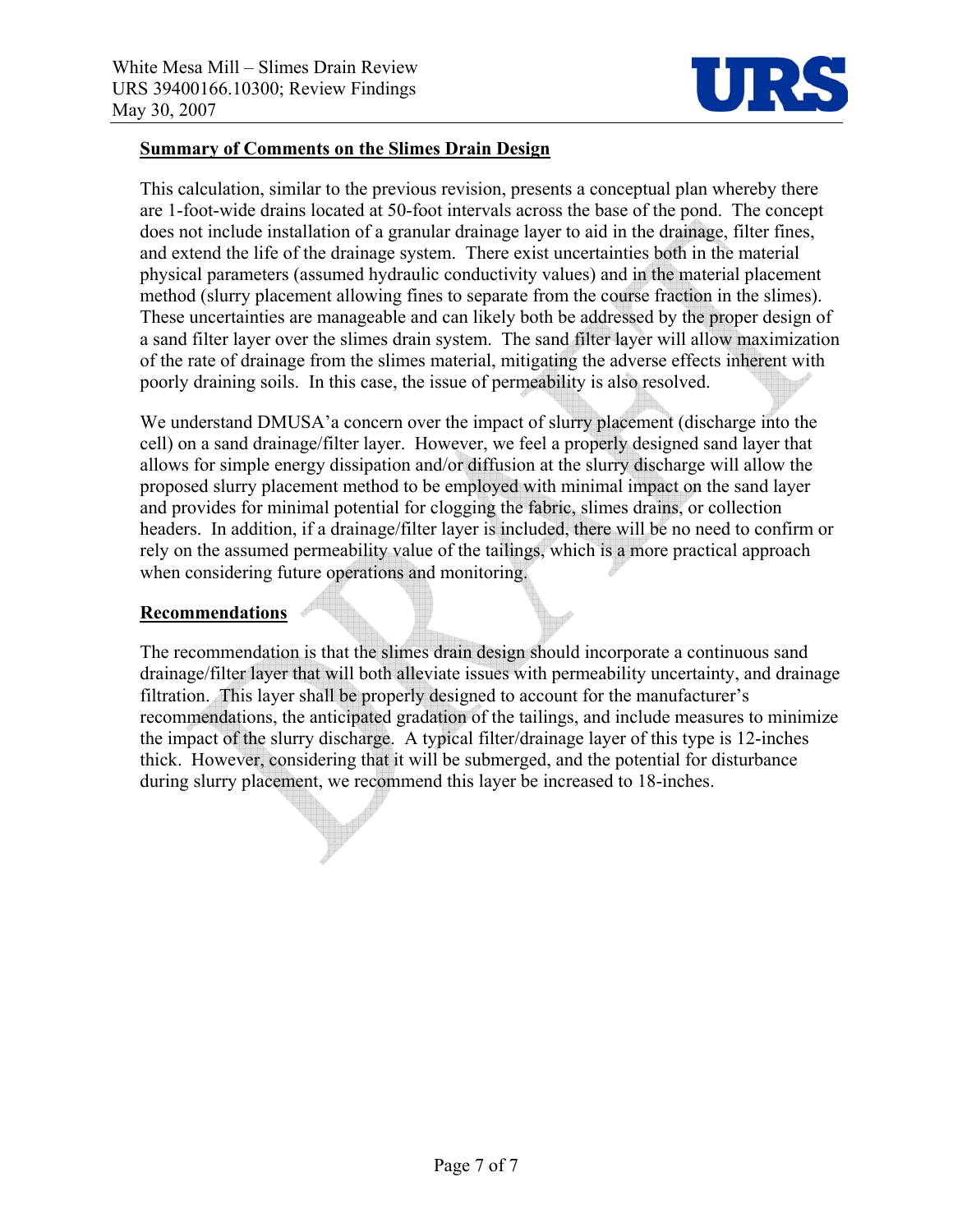## Summary of Comments on the Slimes Drain Design

This calculation, similar to the previous revision, presents a conceptual plan whereby there are 1-foot-wide drains located at 50-foot intervals across the base of the pond. The concept does not include installation of a granular drainage layer to aid in the drainage, filter fines, and extend the life of the drainage system. There exist uncertainties both in the material physical parameters (assumed hydraulic conductivity values) and in the material placement method (slurry placement allowing fines to separate from the course fraction in the slimes). These uncertainties are manageable and can likely both be addressed by the proper design of a sand filter layer over the slimes drain system. The sand filter layer will allow maximization of the rate of drainage from the slimes material, mitigating the adverse effects inherent with poorly draining soils. In this case, the issue of permeability is also resolved.

We understand DMUSA'a concern over the impact of slurry placement (discharge into the cell) on a sand drainage/filter layer. However, we feel a properly designed sand layer that allows for simple energy dissipation and/or diffusion at the slurry discharge will allow the proposed slurry placement method to be employed with minimal impact on the sand layer and provides for minimal potential for clogging the fabric, slimes drains, or collection headers. In addition, if a drainage/filter layer is included, there will be no need to confirm or rely on the assumed permeability value of the tailings, which is a more practical approach when considering future operations and monitoring.

## Recommendations

The recommendation is that the slimes drain design should incorporate a continuous sand drainage/filter layer that will both alleviate issues with permeability uncertainty, and drainage filtration. This layer shall be properly designed to account for the manufacturer's recommendations, the anticipated gradation of the tailings, and include measures to minimize the impact of the slurry discharge. A typical filter/drainage layer of this type is 12-inches thick. However, considering that it will be submerged, and the potential for disturbance during slurry placement, we recommend this layer be increased to 18-inches.